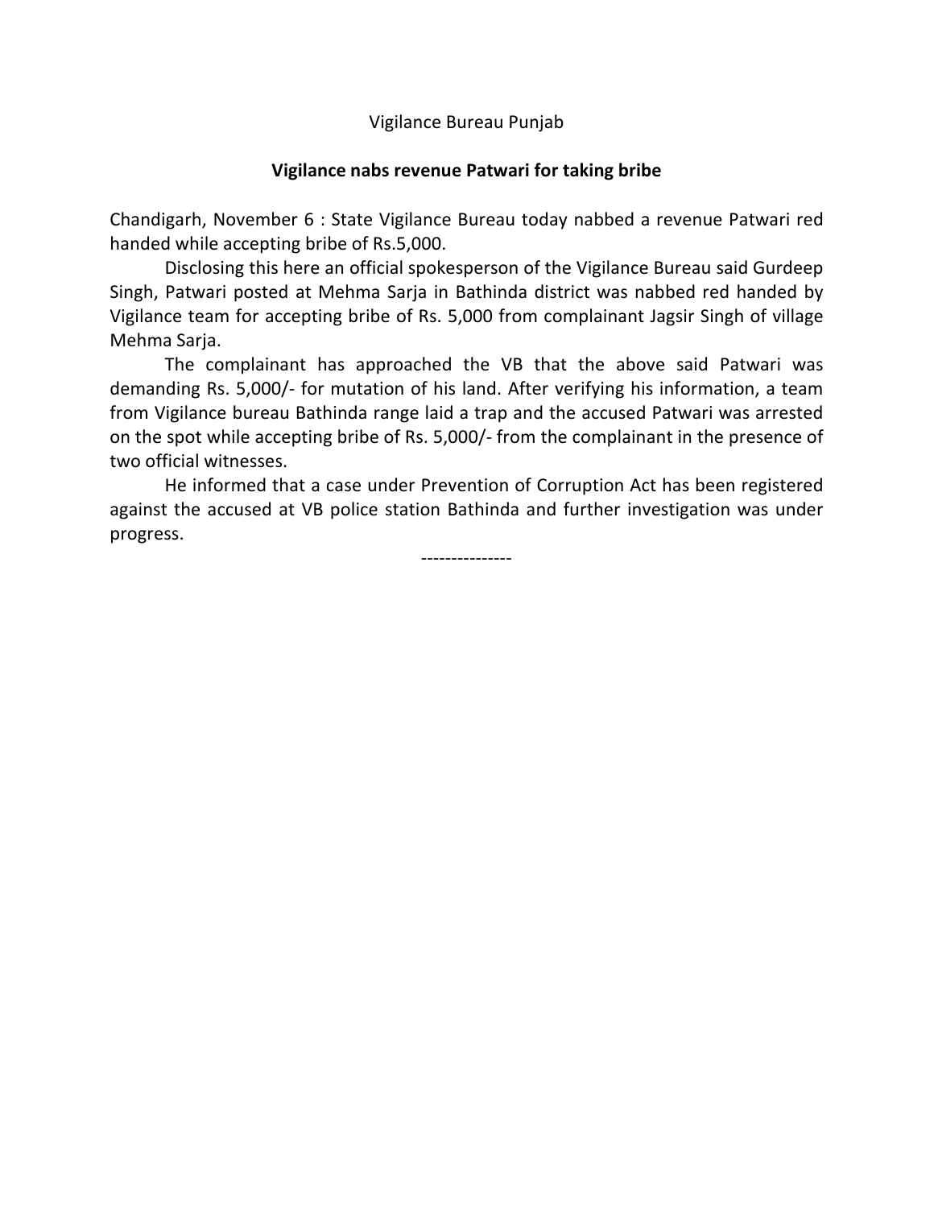Vigilance Bureau Punjab

**Vigilance nabs revenue Patwari for taking bribe**

Chandigarh, November 6 : State Vigilance Bureau today nabbed a revenue Patwari red handed while accepting bribe of Rs.5,000.

Disclosing this here an official spokesperson of the Vigilance Bureau said Gurdeep Singh, Patwari posted at Mehma Sarja in Bathinda district was nabbed red handed by Vigilance team for accepting bribe of Rs. 5,000 from complainant Jagsir Singh of village Mehma Sarja.

The complainant has approached the VB that the above said Patwari was demanding Rs. 5,000/- for mutation of his land. After verifying his information, a team from Vigilance bureau Bathinda range laid a trap and the accused Patwari was arrested on the spot while accepting bribe of Rs. 5,000/- from the complainant in the presence of two official witnesses.

He informed that a case under Prevention of Corruption Act has been registered against the accused at VB police station Bathinda and further investigation was under progress.

---------------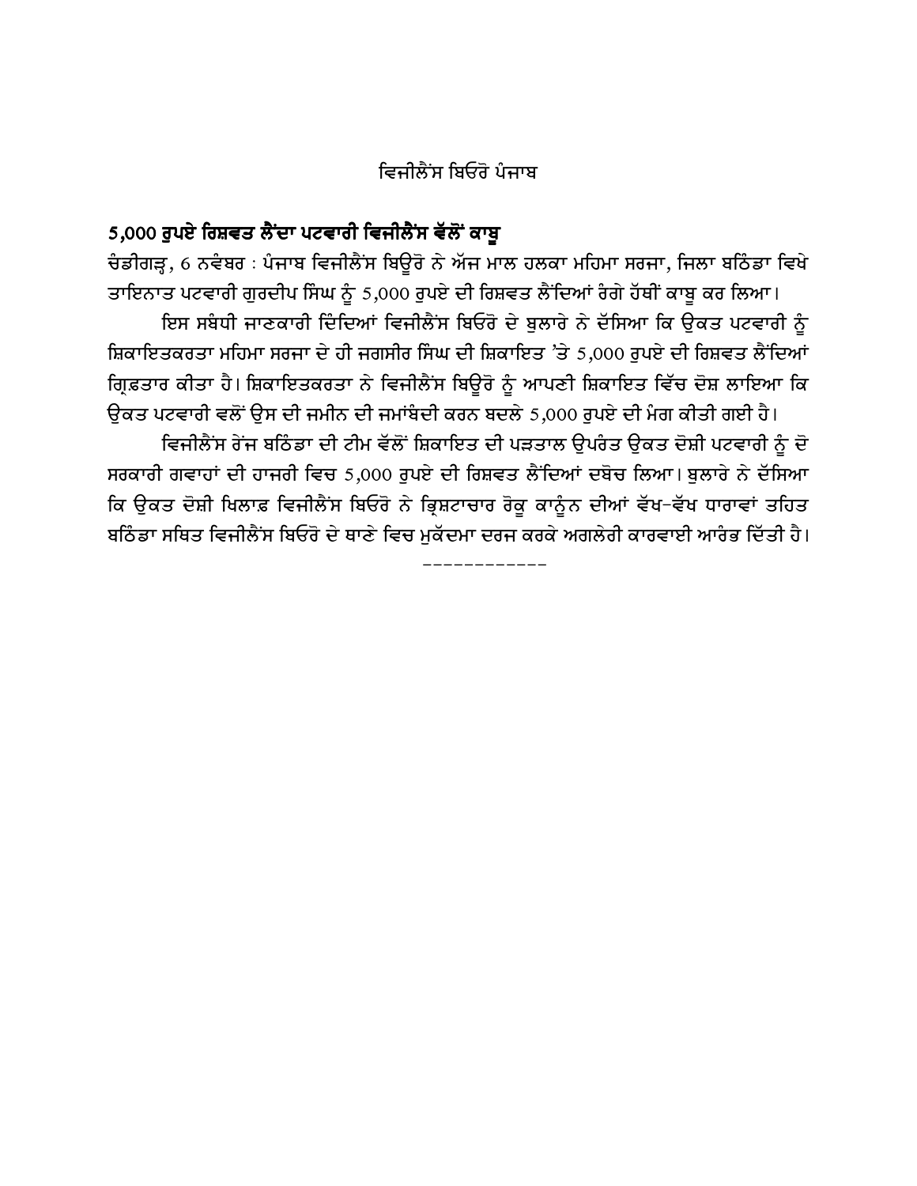ਵਿਜੀਲੈਂਸ ਬਿਓਰੋ ਪੰਜਾਬ

**5,000 ਰੁਪਏ ਰਿਸ਼ਵਤ ਲੈਂਦਾ ਪਟਵਾਰੀ ਵਿਜੀਲੈਂਸ ਵੱਲੋਂ ਕਾਬੂ**

ਚੰਡੀਗੜ੍ਹ, 6 ਨਵੰਬਰ : ਪੰਜਾਬ ਵਿਜੀਲੈਂਸ ਬਿਊਰੋ ਨੇ ਅੱਜ ਮਾਲ ਹਲਕਾ ਮਹਿਮਾ ਸਰਜਾ, ਜਿਲਾ ਬਠਿੰਡਾ ਵਿਖੇ ਤਾਇਨਾਤ ਪਟਵਾਰੀ ਗੁਰਦੀਪ ਸਿੰਘ ਨੂੰ 5,000 ਰੁਪਏ ਦੀ ਰਿਸ਼ਵਤ ਲੈਂਦਿਆਂ ਰੰਗੇ ਹੱਥੀਂ ਕਾਬੂ ਕਰ ਲਿਆ।

ਇਸ ਸਬੰਧੀ ਜਾਣਕਾਰੀ ਦਿੰਦਿਆਂ ਵਿਜੀਲੈਂਸ ਬਿਓਰੋ ਦੇ ਬੁਲਾਰੇ ਨੇ ਦੱਸਿਆ ਕਿ ਉਕਤ ਪਟਵਾਰੀ ਨੂੰ ਸ਼ਿਕਾਇਤਕਰਤਾ ਮਹਿਮਾ ਸਰਜਾ ਦੇ ਹੀ ਜਗਸੀਰ ਸਿੰਘ ਦੀ ਸ਼ਿਕਾਇਤ 'ਤੇ 5,000 ਰੁਪਏ ਦੀ ਰਿਸ਼ਵਤ ਲੈਂਦਿਆਂ ਗ੍ਰਿਫ਼ਤਾਰ ਕੀਤਾ ਹੈ। ਸ਼ਿਕਾਇਤਕਰਤਾ ਨੇ ਵਿਜੀਲੈਂਸ ਬਿਊਰੋ ਨੂੰ ਆਪਣੀ ਸ਼ਿਕਾਇਤ ਵਿੱਚ ਦੋਸ਼ ਲਾਇਆ ਕਿ ਉਕਤ ਪਟਵਾਰੀ ਵਲੋਂ ਉਸ ਦੀ ਜਮੀਨ ਦੀ ਜਮਾਂਬੰਦੀ ਕਰਨ ਬਦਲੇ 5,000 ਰੁਪਏ ਦੀ ਮੰਗ ਕੀਤੀ ਗਈ ਹੈ।

ਵਿਜੀਲੈਂਸ ਰੇਂਜ ਬਠਿੰਡਾ ਦੀ ਟੀਮ ਵੱਲੋਂ ਸ਼ਿਕਾਇਤ ਦੀ ਪੜਤਾਲ ਉਪਰੰਤ ਉਕਤ ਦੋਸ਼ੀ ਪਟਵਾਰੀ ਨੂੰ ਦੋ ਸਰਕਾਰੀ ਗਵਾਹਾਂ ਦੀ ਹਾਜਰੀ ਵਿਚ 5,000 ਰੁਪਏ ਦੀ ਰਿਸ਼ਵਤ ਲੈਂਦਿਆਂ ਦਬੋਚ ਲਿਆ। ਬੁਲਾਰੇ ਨੇ ਦੱਸਿਆ ਕਿ ਉਕਤ ਦੋਸ਼ੀ ਖਿਲਾਫ਼ ਵਿਜੀਲੈਂਸ ਬਿਓਰੋ ਨੇ ਭ੍ਰਿਸ਼ਟਾਚਾਰ ਰੋਕੂ ਕਾਨੂੰਨ ਦੀਆਂ ਵੱਖ-ਵੱਖ ਧਾਰਾਵਾਂ ਤਹਿਤ ਬਠਿੰਡਾ ਸਥਿਤ ਵਿਜੀਲੈਂਸ ਬਿਓਰੋ ਦੇ ਥਾਣੇ ਵਿਚ ਮੁਕੱਦਮਾ ਦਰਜ ਕਰਕੇ ਅਗਲੇਰੀ ਕਾਰਵਾਈ ਆਰੰਭ ਦਿੱਤੀ ਹੈ।

------------